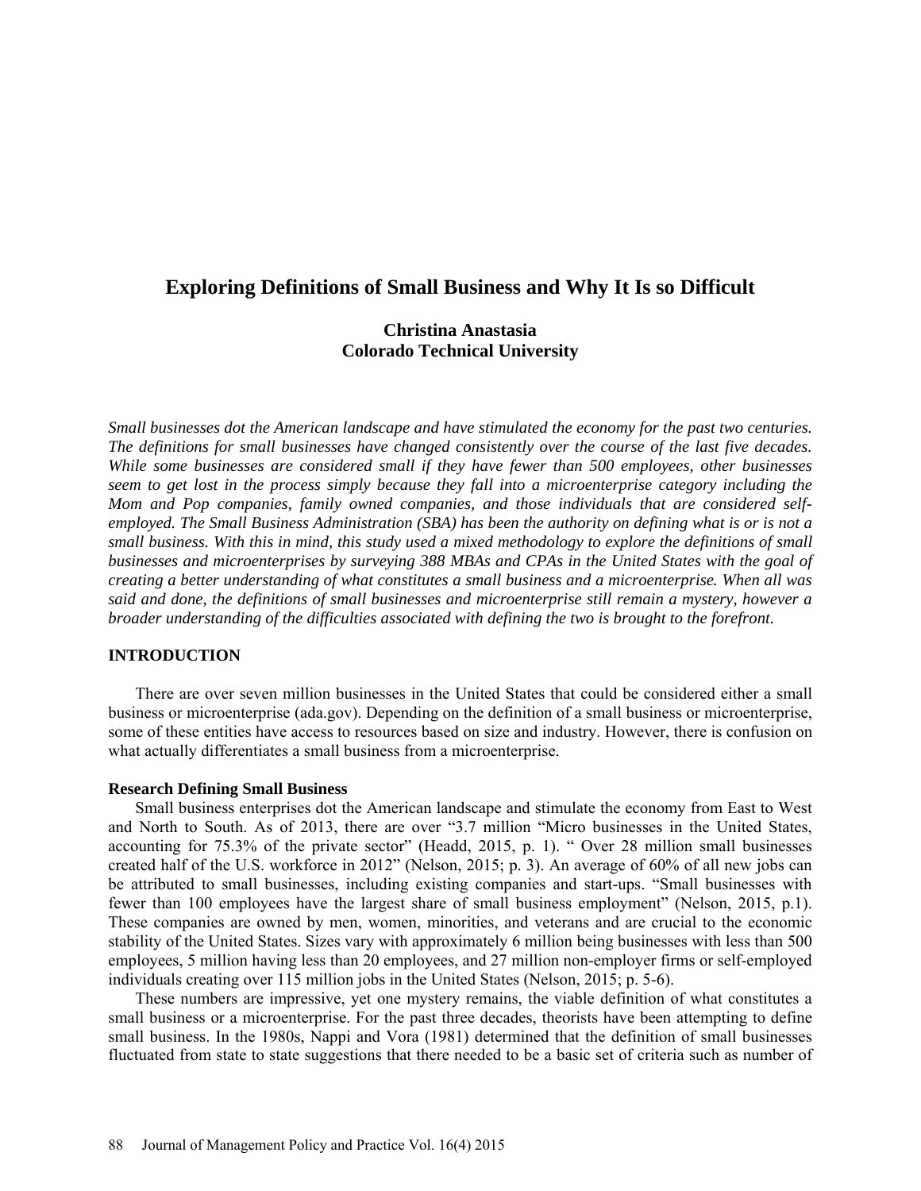# Exploring Definitions of Small Business and Why It Is so Difficult

**Christina Anastasia**
**Colorado Technical University**

*Small businesses dot the American landscape and have stimulated the economy for the past two centuries. The definitions for small businesses have changed consistently over the course of the last five decades. While some businesses are considered small if they have fewer than 500 employees, other businesses seem to get lost in the process simply because they fall into a microenterprise category including the Mom and Pop companies, family owned companies, and those individuals that are considered self-employed. The Small Business Administration (SBA) has been the authority on defining what is or is not a small business. With this in mind, this study used a mixed methodology to explore the definitions of small businesses and microenterprises by surveying 388 MBAs and CPAs in the United States with the goal of creating a better understanding of what constitutes a small business and a microenterprise. When all was said and done, the definitions of small businesses and microenterprise still remain a mystery, however a broader understanding of the difficulties associated with defining the two is brought to the forefront.*

## INTRODUCTION

There are over seven million businesses in the United States that could be considered either a small business or microenterprise (ada.gov). Depending on the definition of a small business or microenterprise, some of these entities have access to resources based on size and industry. However, there is confusion on what actually differentiates a small business from a microenterprise.

### Research Defining Small Business

Small business enterprises dot the American landscape and stimulate the economy from East to West and North to South. As of 2013, there are over "3.7 million "Micro businesses in the United States, accounting for 75.3% of the private sector" (Headd, 2015, p. 1). " Over 28 million small businesses created half of the U.S. workforce in 2012" (Nelson, 2015; p. 3). An average of 60% of all new jobs can be attributed to small businesses, including existing companies and start-ups. "Small businesses with fewer than 100 employees have the largest share of small business employment" (Nelson, 2015, p.1). These companies are owned by men, women, minorities, and veterans and are crucial to the economic stability of the United States. Sizes vary with approximately 6 million being businesses with less than 500 employees, 5 million having less than 20 employees, and 27 million non-employer firms or self-employed individuals creating over 115 million jobs in the United States (Nelson, 2015; p. 5-6).

These numbers are impressive, yet one mystery remains, the viable definition of what constitutes a small business or a microenterprise. For the past three decades, theorists have been attempting to define small business. In the 1980s, Nappi and Vora (1981) determined that the definition of small businesses fluctuated from state to state suggestions that there needed to be a basic set of criteria such as number of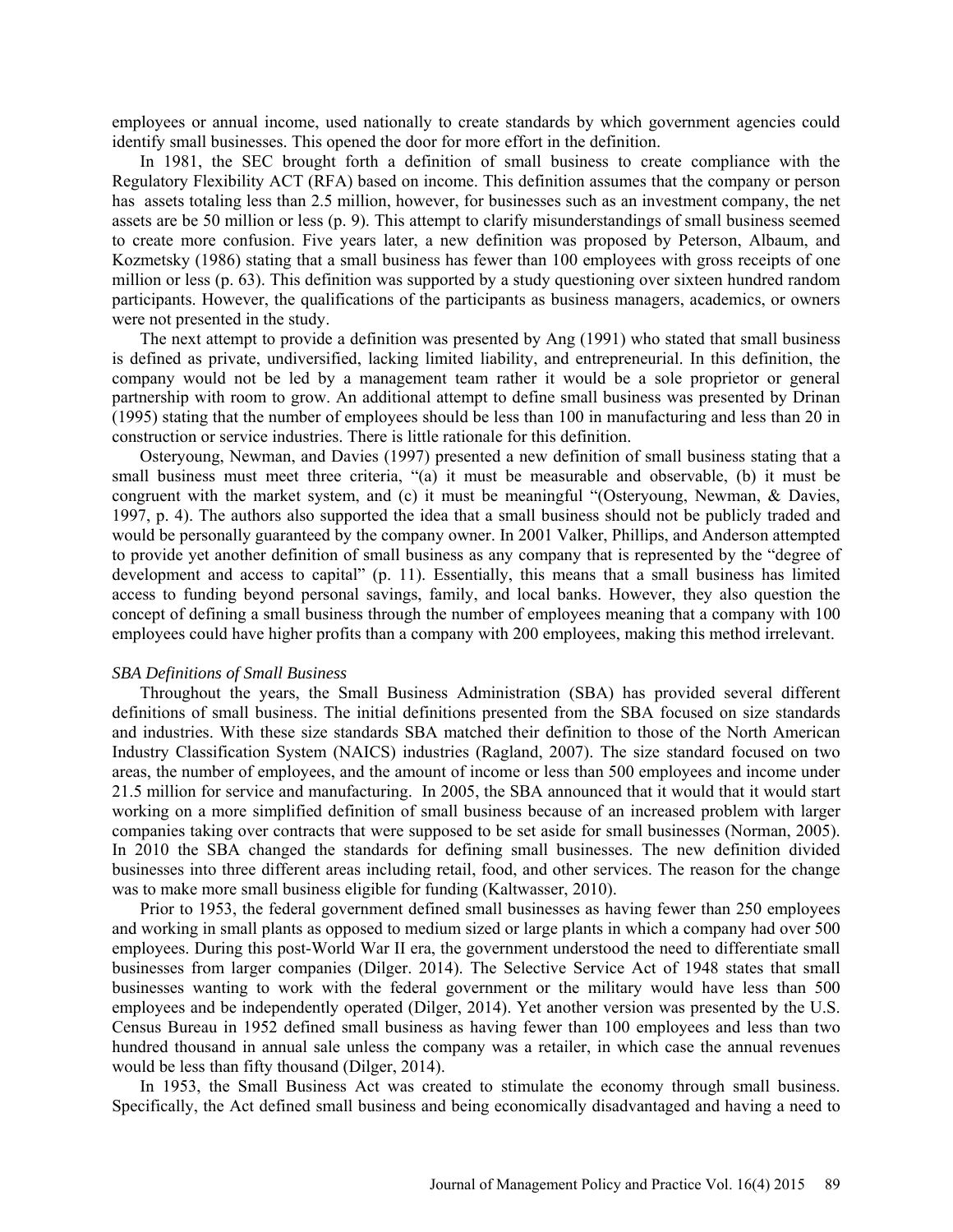employees or annual income, used nationally to create standards by which government agencies could identify small businesses. This opened the door for more effort in the definition.

In 1981, the SEC brought forth a definition of small business to create compliance with the Regulatory Flexibility ACT (RFA) based on income. This definition assumes that the company or person has assets totaling less than 2.5 million, however, for businesses such as an investment company, the net assets are be 50 million or less (p. 9). This attempt to clarify misunderstandings of small business seemed to create more confusion. Five years later, a new definition was proposed by Peterson, Albaum, and Kozmetsky (1986) stating that a small business has fewer than 100 employees with gross receipts of one million or less (p. 63). This definition was supported by a study questioning over sixteen hundred random participants. However, the qualifications of the participants as business managers, academics, or owners were not presented in the study.

The next attempt to provide a definition was presented by Ang (1991) who stated that small business is defined as private, undiversified, lacking limited liability, and entrepreneurial. In this definition, the company would not be led by a management team rather it would be a sole proprietor or general partnership with room to grow. An additional attempt to define small business was presented by Drinan (1995) stating that the number of employees should be less than 100 in manufacturing and less than 20 in construction or service industries. There is little rationale for this definition.

Osteryoung, Newman, and Davies (1997) presented a new definition of small business stating that a small business must meet three criteria, "(a) it must be measurable and observable, (b) it must be congruent with the market system, and (c) it must be meaningful "(Osteryoung, Newman, & Davies, 1997, p. 4). The authors also supported the idea that a small business should not be publicly traded and would be personally guaranteed by the company owner. In 2001 Valker, Phillips, and Anderson attempted to provide yet another definition of small business as any company that is represented by the "degree of development and access to capital" (p. 11). Essentially, this means that a small business has limited access to funding beyond personal savings, family, and local banks. However, they also question the concept of defining a small business through the number of employees meaning that a company with 100 employees could have higher profits than a company with 200 employees, making this method irrelevant.

*SBA Definitions of Small Business*

Throughout the years, the Small Business Administration (SBA) has provided several different definitions of small business. The initial definitions presented from the SBA focused on size standards and industries. With these size standards SBA matched their definition to those of the North American Industry Classification System (NAICS) industries (Ragland, 2007). The size standard focused on two areas, the number of employees, and the amount of income or less than 500 employees and income under 21.5 million for service and manufacturing. In 2005, the SBA announced that it would that it would start working on a more simplified definition of small business because of an increased problem with larger companies taking over contracts that were supposed to be set aside for small businesses (Norman, 2005). In 2010 the SBA changed the standards for defining small businesses. The new definition divided businesses into three different areas including retail, food, and other services. The reason for the change was to make more small business eligible for funding (Kaltwasser, 2010).

Prior to 1953, the federal government defined small businesses as having fewer than 250 employees and working in small plants as opposed to medium sized or large plants in which a company had over 500 employees. During this post-World War II era, the government understood the need to differentiate small businesses from larger companies (Dilger. 2014). The Selective Service Act of 1948 states that small businesses wanting to work with the federal government or the military would have less than 500 employees and be independently operated (Dilger, 2014). Yet another version was presented by the U.S. Census Bureau in 1952 defined small business as having fewer than 100 employees and less than two hundred thousand in annual sale unless the company was a retailer, in which case the annual revenues would be less than fifty thousand (Dilger, 2014).

In 1953, the Small Business Act was created to stimulate the economy through small business. Specifically, the Act defined small business and being economically disadvantaged and having a need to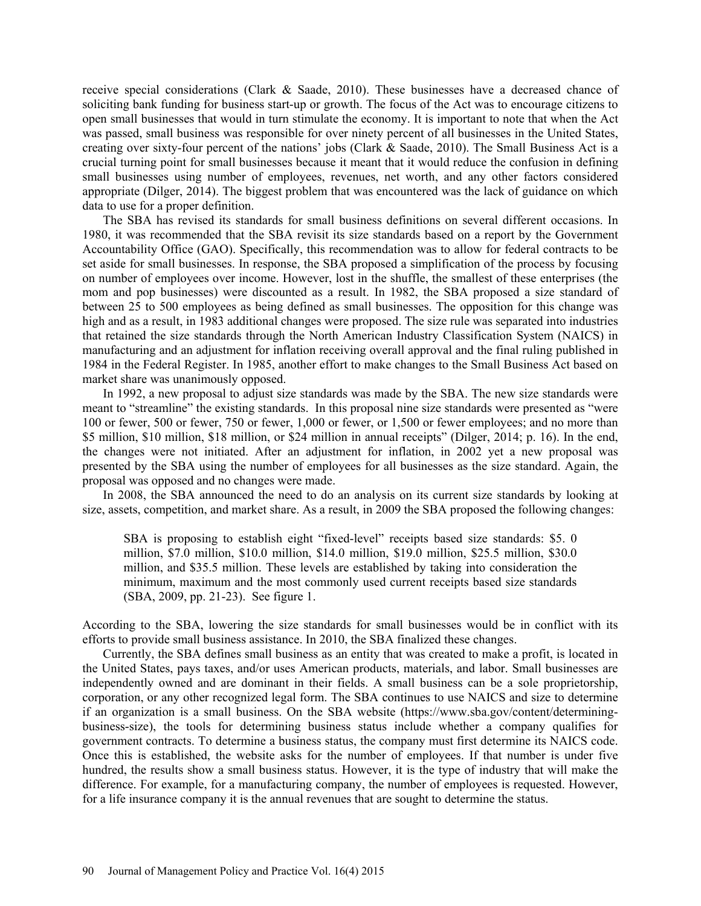receive special considerations (Clark & Saade, 2010). These businesses have a decreased chance of soliciting bank funding for business start-up or growth. The focus of the Act was to encourage citizens to open small businesses that would in turn stimulate the economy. It is important to note that when the Act was passed, small business was responsible for over ninety percent of all businesses in the United States, creating over sixty-four percent of the nations' jobs (Clark & Saade, 2010). The Small Business Act is a crucial turning point for small businesses because it meant that it would reduce the confusion in defining small businesses using number of employees, revenues, net worth, and any other factors considered appropriate (Dilger, 2014). The biggest problem that was encountered was the lack of guidance on which data to use for a proper definition.

The SBA has revised its standards for small business definitions on several different occasions. In 1980, it was recommended that the SBA revisit its size standards based on a report by the Government Accountability Office (GAO). Specifically, this recommendation was to allow for federal contracts to be set aside for small businesses. In response, the SBA proposed a simplification of the process by focusing on number of employees over income. However, lost in the shuffle, the smallest of these enterprises (the mom and pop businesses) were discounted as a result. In 1982, the SBA proposed a size standard of between 25 to 500 employees as being defined as small businesses. The opposition for this change was high and as a result, in 1983 additional changes were proposed. The size rule was separated into industries that retained the size standards through the North American Industry Classification System (NAICS) in manufacturing and an adjustment for inflation receiving overall approval and the final ruling published in 1984 in the Federal Register. In 1985, another effort to make changes to the Small Business Act based on market share was unanimously opposed.

In 1992, a new proposal to adjust size standards was made by the SBA. The new size standards were meant to "streamline" the existing standards. In this proposal nine size standards were presented as "were 100 or fewer, 500 or fewer, 750 or fewer, 1,000 or fewer, or 1,500 or fewer employees; and no more than \$5 million, \$10 million, \$18 million, or \$24 million in annual receipts" (Dilger, 2014; p. 16). In the end, the changes were not initiated. After an adjustment for inflation, in 2002 yet a new proposal was presented by the SBA using the number of employees for all businesses as the size standard. Again, the proposal was opposed and no changes were made.

In 2008, the SBA announced the need to do an analysis on its current size standards by looking at size, assets, competition, and market share. As a result, in 2009 the SBA proposed the following changes:

> SBA is proposing to establish eight "fixed-level" receipts based size standards: \$5. 0 million, \$7.0 million, \$10.0 million, \$14.0 million, \$19.0 million, \$25.5 million, \$30.0 million, and \$35.5 million. These levels are established by taking into consideration the minimum, maximum and the most commonly used current receipts based size standards (SBA, 2009, pp. 21-23). See figure 1.

According to the SBA, lowering the size standards for small businesses would be in conflict with its efforts to provide small business assistance. In 2010, the SBA finalized these changes.

Currently, the SBA defines small business as an entity that was created to make a profit, is located in the United States, pays taxes, and/or uses American products, materials, and labor. Small businesses are independently owned and are dominant in their fields. A small business can be a sole proprietorship, corporation, or any other recognized legal form. The SBA continues to use NAICS and size to determine if an organization is a small business. On the SBA website (https://www.sba.gov/content/determining-business-size), the tools for determining business status include whether a company qualifies for government contracts. To determine a business status, the company must first determine its NAICS code. Once this is established, the website asks for the number of employees. If that number is under five hundred, the results show a small business status. However, it is the type of industry that will make the difference. For example, for a manufacturing company, the number of employees is requested. However, for a life insurance company it is the annual revenues that are sought to determine the status.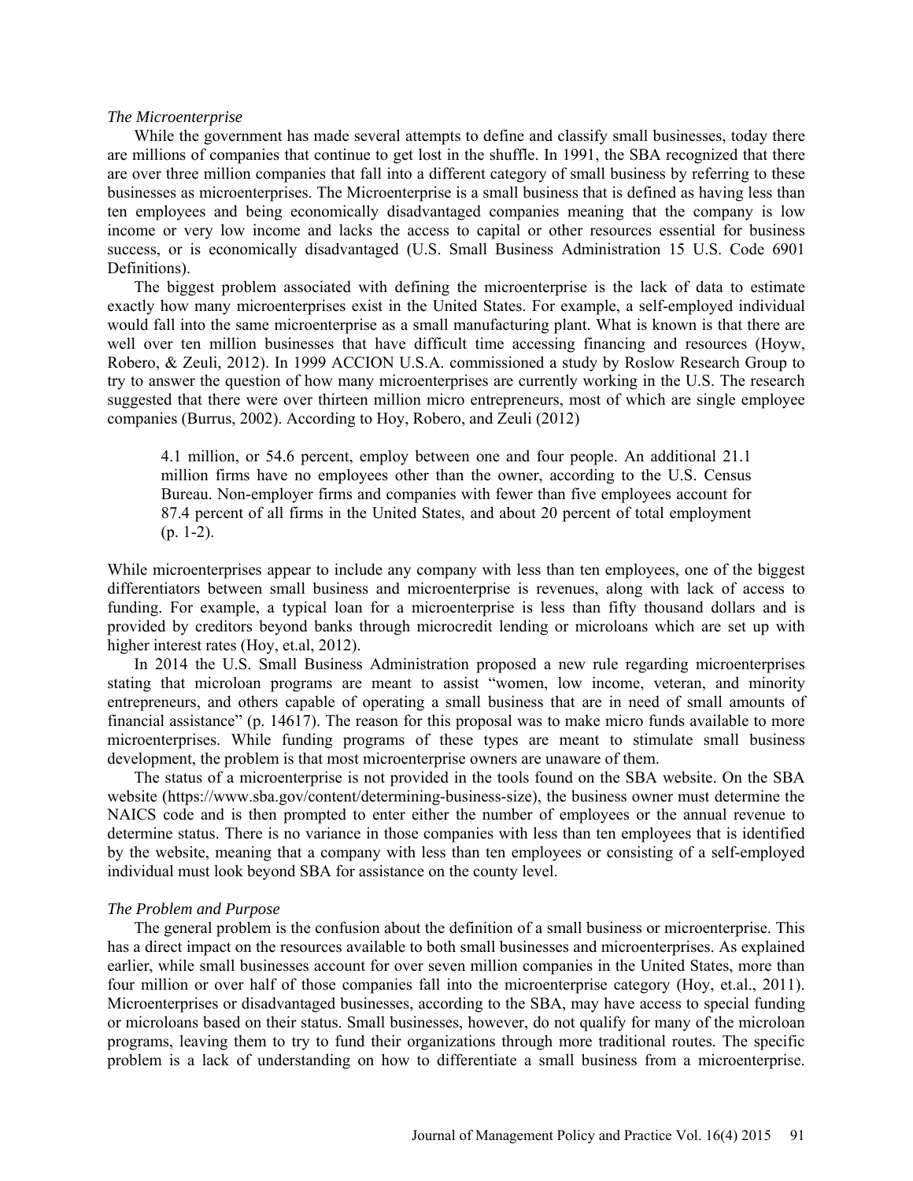### *The Microenterprise*

While the government has made several attempts to define and classify small businesses, today there are millions of companies that continue to get lost in the shuffle. In 1991, the SBA recognized that there are over three million companies that fall into a different category of small business by referring to these businesses as microenterprises. The Microenterprise is a small business that is defined as having less than ten employees and being economically disadvantaged companies meaning that the company is low income or very low income and lacks the access to capital or other resources essential for business success, or is economically disadvantaged (U.S. Small Business Administration 15 U.S. Code 6901 Definitions).

The biggest problem associated with defining the microenterprise is the lack of data to estimate exactly how many microenterprises exist in the United States. For example, a self-employed individual would fall into the same microenterprise as a small manufacturing plant. What is known is that there are well over ten million businesses that have difficult time accessing financing and resources (Hoyw, Robero, & Zeuli, 2012). In 1999 ACCION U.S.A. commissioned a study by Roslow Research Group to try to answer the question of how many microenterprises are currently working in the U.S. The research suggested that there were over thirteen million micro entrepreneurs, most of which are single employee companies (Burrus, 2002). According to Hoy, Robero, and Zeuli (2012)

> 4.1 million, or 54.6 percent, employ between one and four people. An additional 21.1 million firms have no employees other than the owner, according to the U.S. Census Bureau. Non-employer firms and companies with fewer than five employees account for 87.4 percent of all firms in the United States, and about 20 percent of total employment (p. 1-2).

While microenterprises appear to include any company with less than ten employees, one of the biggest differentiators between small business and microenterprise is revenues, along with lack of access to funding. For example, a typical loan for a microenterprise is less than fifty thousand dollars and is provided by creditors beyond banks through microcredit lending or microloans which are set up with higher interest rates (Hoy, et.al, 2012).

In 2014 the U.S. Small Business Administration proposed a new rule regarding microenterprises stating that microloan programs are meant to assist "women, low income, veteran, and minority entrepreneurs, and others capable of operating a small business that are in need of small amounts of financial assistance" (p. 14617). The reason for this proposal was to make micro funds available to more microenterprises. While funding programs of these types are meant to stimulate small business development, the problem is that most microenterprise owners are unaware of them.

The status of a microenterprise is not provided in the tools found on the SBA website. On the SBA website (https://www.sba.gov/content/determining-business-size), the business owner must determine the NAICS code and is then prompted to enter either the number of employees or the annual revenue to determine status. There is no variance in those companies with less than ten employees that is identified by the website, meaning that a company with less than ten employees or consisting of a self-employed individual must look beyond SBA for assistance on the county level.

### *The Problem and Purpose*

The general problem is the confusion about the definition of a small business or microenterprise. This has a direct impact on the resources available to both small businesses and microenterprises. As explained earlier, while small businesses account for over seven million companies in the United States, more than four million or over half of those companies fall into the microenterprise category (Hoy, et.al., 2011). Microenterprises or disadvantaged businesses, according to the SBA, may have access to special funding or microloans based on their status. Small businesses, however, do not qualify for many of the microloan programs, leaving them to try to fund their organizations through more traditional routes. The specific problem is a lack of understanding on how to differentiate a small business from a microenterprise.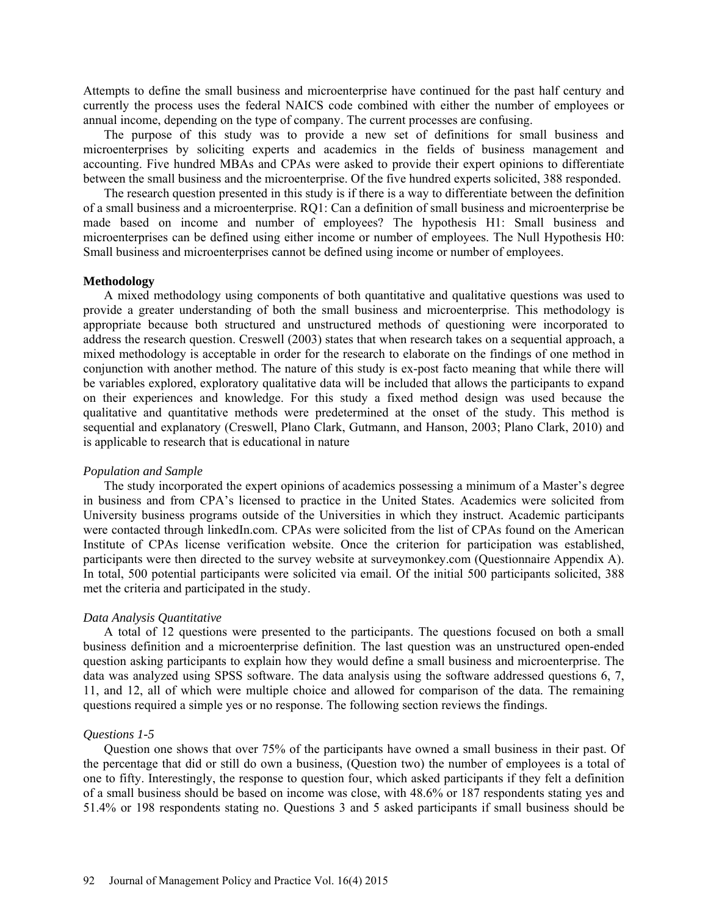Attempts to define the small business and microenterprise have continued for the past half century and currently the process uses the federal NAICS code combined with either the number of employees or annual income, depending on the type of company. The current processes are confusing.

The purpose of this study was to provide a new set of definitions for small business and microenterprises by soliciting experts and academics in the fields of business management and accounting. Five hundred MBAs and CPAs were asked to provide their expert opinions to differentiate between the small business and the microenterprise. Of the five hundred experts solicited, 388 responded.

The research question presented in this study is if there is a way to differentiate between the definition of a small business and a microenterprise. RQ1: Can a definition of small business and microenterprise be made based on income and number of employees? The hypothesis H1: Small business and microenterprises can be defined using either income or number of employees. The Null Hypothesis H0: Small business and microenterprises cannot be defined using income or number of employees.

## Methodology

A mixed methodology using components of both quantitative and qualitative questions was used to provide a greater understanding of both the small business and microenterprise. This methodology is appropriate because both structured and unstructured methods of questioning were incorporated to address the research question. Creswell (2003) states that when research takes on a sequential approach, a mixed methodology is acceptable in order for the research to elaborate on the findings of one method in conjunction with another method. The nature of this study is ex-post facto meaning that while there will be variables explored, exploratory qualitative data will be included that allows the participants to expand on their experiences and knowledge. For this study a fixed method design was used because the qualitative and quantitative methods were predetermined at the onset of the study. This method is sequential and explanatory (Creswell, Plano Clark, Gutmann, and Hanson, 2003; Plano Clark, 2010) and is applicable to research that is educational in nature

### *Population and Sample*

The study incorporated the expert opinions of academics possessing a minimum of a Master's degree in business and from CPA's licensed to practice in the United States. Academics were solicited from University business programs outside of the Universities in which they instruct. Academic participants were contacted through linkedIn.com. CPAs were solicited from the list of CPAs found on the American Institute of CPAs license verification website. Once the criterion for participation was established, participants were then directed to the survey website at surveymonkey.com (Questionnaire Appendix A). In total, 500 potential participants were solicited via email. Of the initial 500 participants solicited, 388 met the criteria and participated in the study.

### *Data Analysis Quantitative*

A total of 12 questions were presented to the participants. The questions focused on both a small business definition and a microenterprise definition. The last question was an unstructured open-ended question asking participants to explain how they would define a small business and microenterprise. The data was analyzed using SPSS software. The data analysis using the software addressed questions 6, 7, 11, and 12, all of which were multiple choice and allowed for comparison of the data. The remaining questions required a simple yes or no response. The following section reviews the findings.

### *Questions 1-5*

Question one shows that over 75% of the participants have owned a small business in their past. Of the percentage that did or still do own a business, (Question two) the number of employees is a total of one to fifty. Interestingly, the response to question four, which asked participants if they felt a definition of a small business should be based on income was close, with 48.6% or 187 respondents stating yes and 51.4% or 198 respondents stating no. Questions 3 and 5 asked participants if small business should be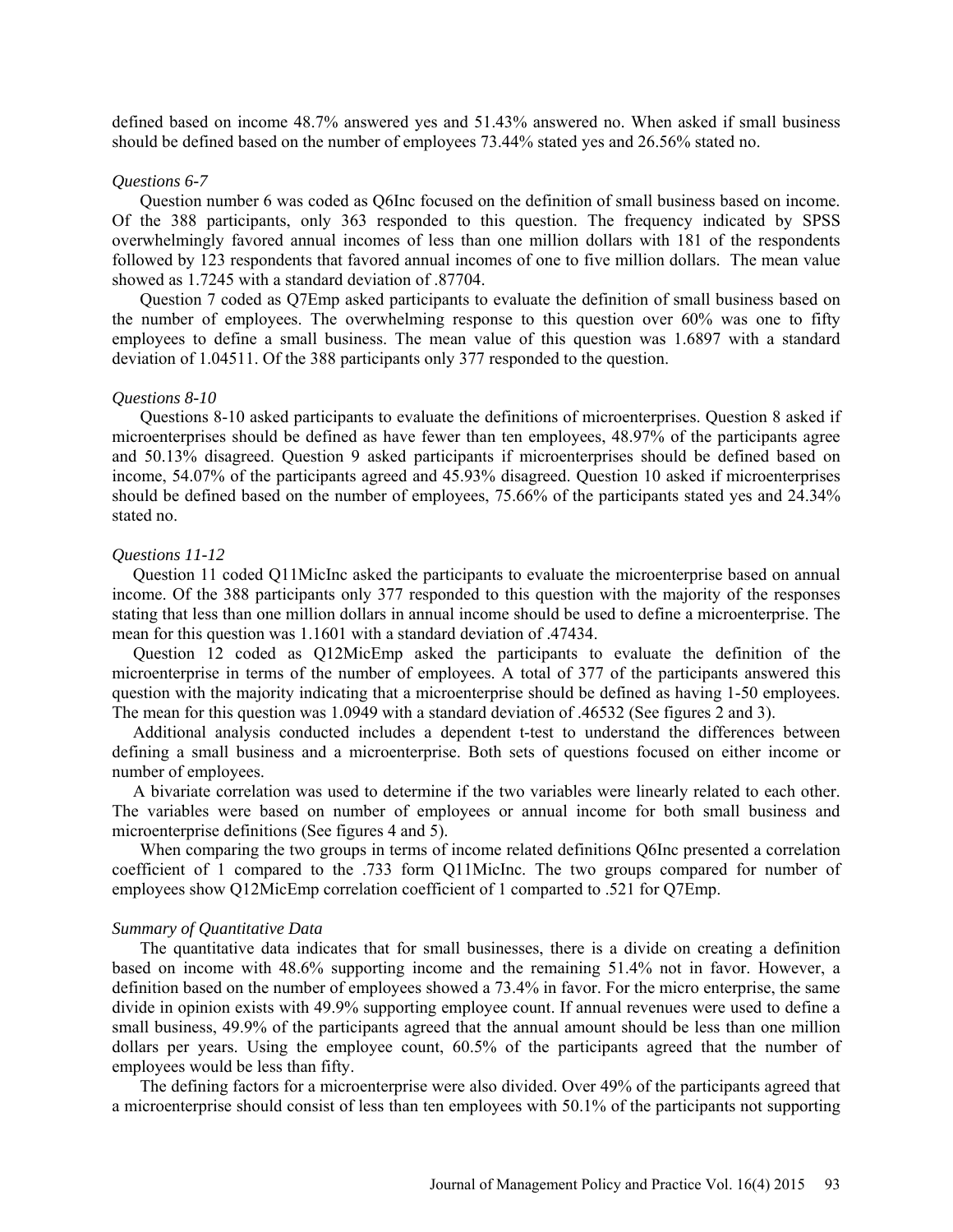defined based on income 48.7% answered yes and 51.43% answered no. When asked if small business should be defined based on the number of employees 73.44% stated yes and 26.56% stated no.

*Questions 6-7*

Question number 6 was coded as Q6Inc focused on the definition of small business based on income. Of the 388 participants, only 363 responded to this question. The frequency indicated by SPSS overwhelmingly favored annual incomes of less than one million dollars with 181 of the respondents followed by 123 respondents that favored annual incomes of one to five million dollars. The mean value showed as 1.7245 with a standard deviation of .87704.

Question 7 coded as Q7Emp asked participants to evaluate the definition of small business based on the number of employees. The overwhelming response to this question over 60% was one to fifty employees to define a small business. The mean value of this question was 1.6897 with a standard deviation of 1.04511. Of the 388 participants only 377 responded to the question.

*Questions 8-10*

Questions 8-10 asked participants to evaluate the definitions of microenterprises. Question 8 asked if microenterprises should be defined as have fewer than ten employees, 48.97% of the participants agree and 50.13% disagreed. Question 9 asked participants if microenterprises should be defined based on income, 54.07% of the participants agreed and 45.93% disagreed. Question 10 asked if microenterprises should be defined based on the number of employees, 75.66% of the participants stated yes and 24.34% stated no.

*Questions 11-12*

Question 11 coded Q11MicInc asked the participants to evaluate the microenterprise based on annual income. Of the 388 participants only 377 responded to this question with the majority of the responses stating that less than one million dollars in annual income should be used to define a microenterprise. The mean for this question was 1.1601 with a standard deviation of .47434.

Question 12 coded as Q12MicEmp asked the participants to evaluate the definition of the microenterprise in terms of the number of employees. A total of 377 of the participants answered this question with the majority indicating that a microenterprise should be defined as having 1-50 employees. The mean for this question was 1.0949 with a standard deviation of .46532 (See figures 2 and 3).

Additional analysis conducted includes a dependent t-test to understand the differences between defining a small business and a microenterprise. Both sets of questions focused on either income or number of employees.

A bivariate correlation was used to determine if the two variables were linearly related to each other. The variables were based on number of employees or annual income for both small business and microenterprise definitions (See figures 4 and 5).

When comparing the two groups in terms of income related definitions Q6Inc presented a correlation coefficient of 1 compared to the .733 form Q11MicInc. The two groups compared for number of employees show Q12MicEmp correlation coefficient of 1 comparted to .521 for Q7Emp.

*Summary of Quantitative Data*

The quantitative data indicates that for small businesses, there is a divide on creating a definition based on income with 48.6% supporting income and the remaining 51.4% not in favor. However, a definition based on the number of employees showed a 73.4% in favor. For the micro enterprise, the same divide in opinion exists with 49.9% supporting employee count. If annual revenues were used to define a small business, 49.9% of the participants agreed that the annual amount should be less than one million dollars per years. Using the employee count, 60.5% of the participants agreed that the number of employees would be less than fifty.

The defining factors for a microenterprise were also divided. Over 49% of the participants agreed that a microenterprise should consist of less than ten employees with 50.1% of the participants not supporting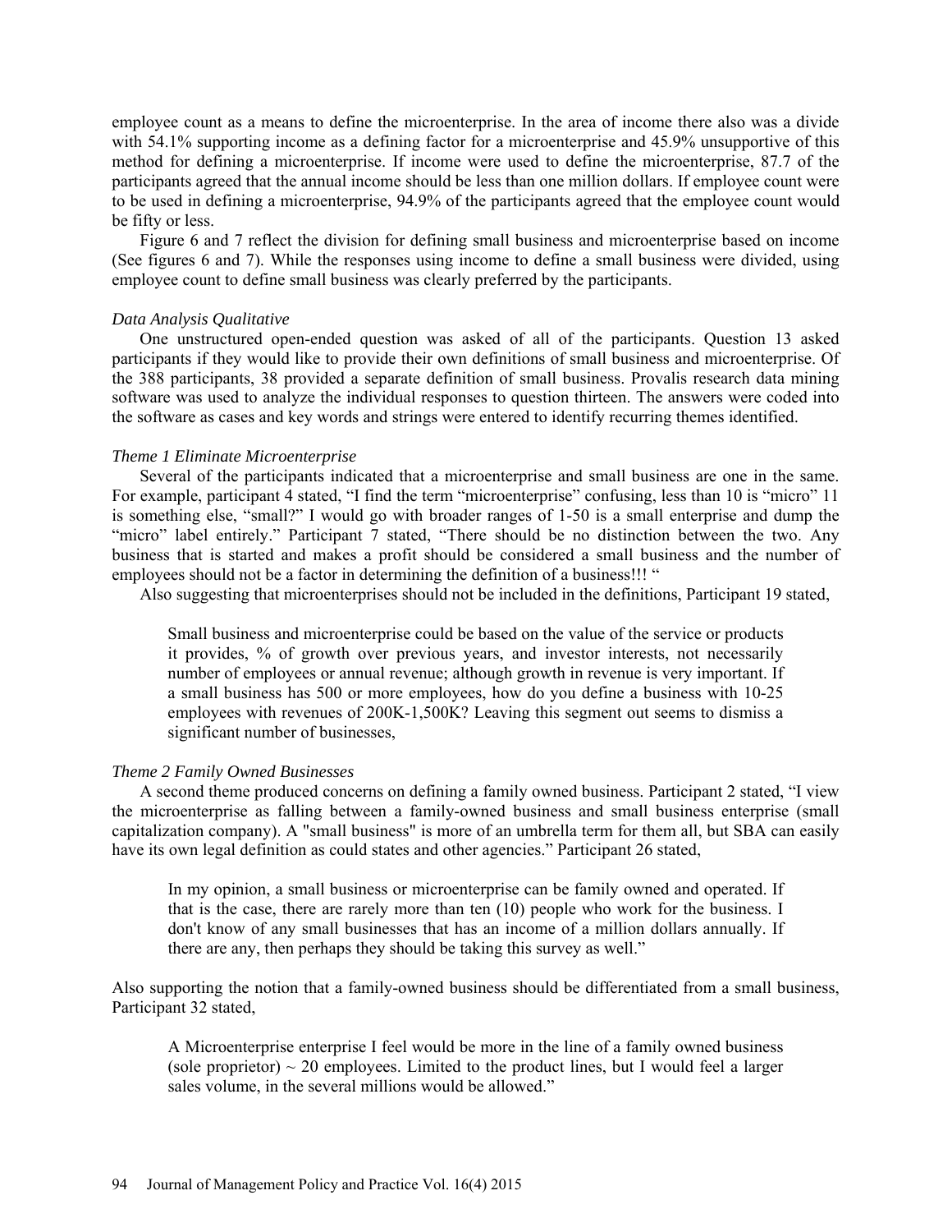employee count as a means to define the microenterprise. In the area of income there also was a divide with 54.1% supporting income as a defining factor for a microenterprise and 45.9% unsupportive of this method for defining a microenterprise. If income were used to define the microenterprise, 87.7 of the participants agreed that the annual income should be less than one million dollars. If employee count were to be used in defining a microenterprise, 94.9% of the participants agreed that the employee count would be fifty or less.

Figure 6 and 7 reflect the division for defining small business and microenterprise based on income (See figures 6 and 7). While the responses using income to define a small business were divided, using employee count to define small business was clearly preferred by the participants.

*Data Analysis Qualitative*

One unstructured open-ended question was asked of all of the participants. Question 13 asked participants if they would like to provide their own definitions of small business and microenterprise. Of the 388 participants, 38 provided a separate definition of small business. Provalis research data mining software was used to analyze the individual responses to question thirteen. The answers were coded into the software as cases and key words and strings were entered to identify recurring themes identified.

*Theme 1 Eliminate Microenterprise*

Several of the participants indicated that a microenterprise and small business are one in the same. For example, participant 4 stated, "I find the term "microenterprise" confusing, less than 10 is "micro" 11 is something else, "small?" I would go with broader ranges of 1-50 is a small enterprise and dump the "micro" label entirely." Participant 7 stated, "There should be no distinction between the two. Any business that is started and makes a profit should be considered a small business and the number of employees should not be a factor in determining the definition of a business!!! "

Also suggesting that microenterprises should not be included in the definitions, Participant 19 stated,

> Small business and microenterprise could be based on the value of the service or products it provides, % of growth over previous years, and investor interests, not necessarily number of employees or annual revenue; although growth in revenue is very important. If a small business has 500 or more employees, how do you define a business with 10-25 employees with revenues of 200K-1,500K? Leaving this segment out seems to dismiss a significant number of businesses,

*Theme 2 Family Owned Businesses*

A second theme produced concerns on defining a family owned business. Participant 2 stated, "I view the microenterprise as falling between a family-owned business and small business enterprise (small capitalization company). A "small business" is more of an umbrella term for them all, but SBA can easily have its own legal definition as could states and other agencies." Participant 26 stated,

> In my opinion, a small business or microenterprise can be family owned and operated. If that is the case, there are rarely more than ten (10) people who work for the business. I don't know of any small businesses that has an income of a million dollars annually. If there are any, then perhaps they should be taking this survey as well."

Also supporting the notion that a family-owned business should be differentiated from a small business, Participant 32 stated,

> A Microenterprise enterprise I feel would be more in the line of a family owned business (sole proprietor) ~ 20 employees. Limited to the product lines, but I would feel a larger sales volume, in the several millions would be allowed."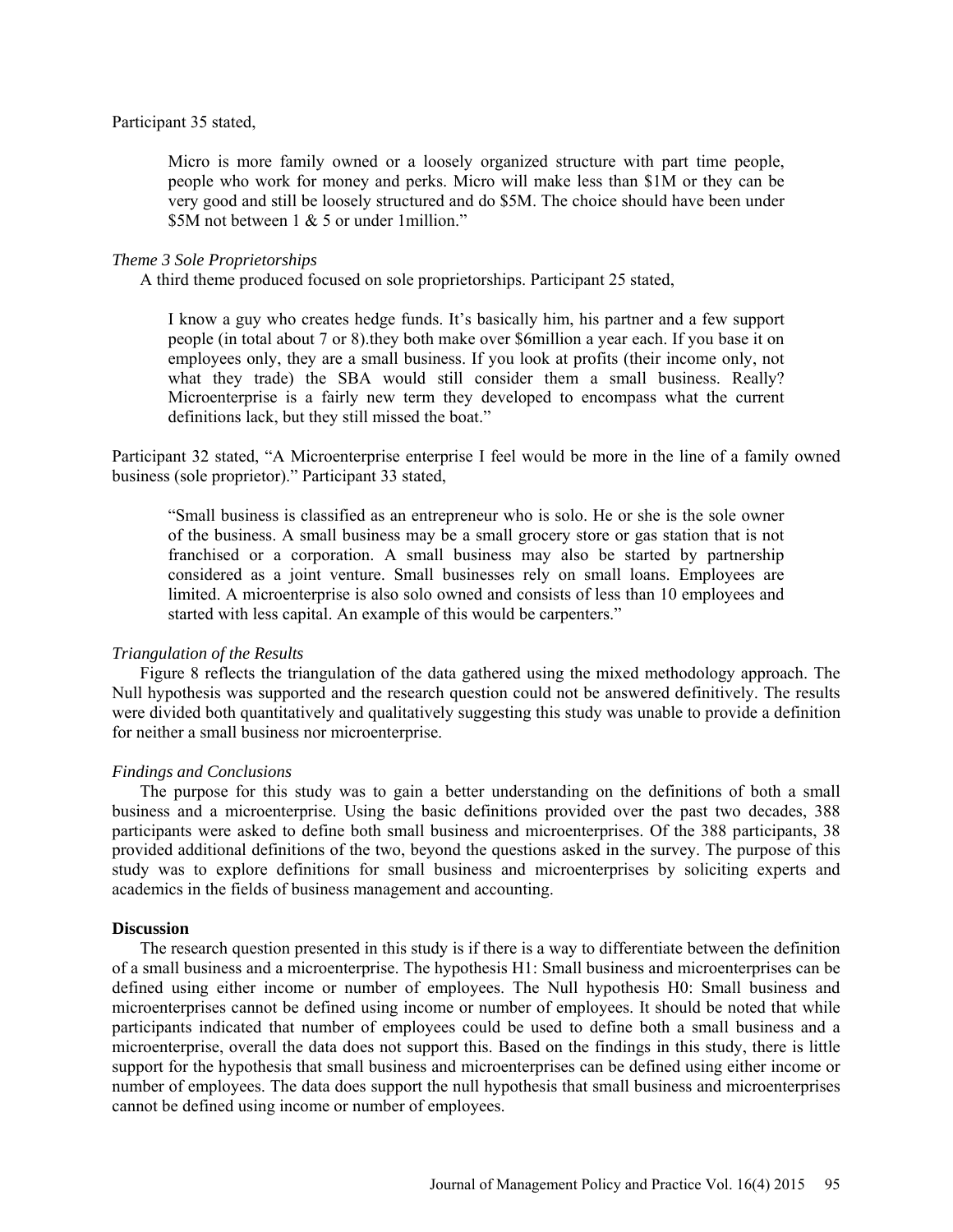Participant 35 stated,

> Micro is more family owned or a loosely organized structure with part time people, people who work for money and perks. Micro will make less than $1M or they can be very good and still be loosely structured and do $5M. The choice should have been under $5M not between 1 & 5 or under 1million."

*Theme 3 Sole Proprietorships*

A third theme produced focused on sole proprietorships. Participant 25 stated,

> I know a guy who creates hedge funds. It's basically him, his partner and a few support people (in total about 7 or 8).they both make over $6million a year each. If you base it on employees only, they are a small business. If you look at profits (their income only, not what they trade) the SBA would still consider them a small business. Really? Microenterprise is a fairly new term they developed to encompass what the current definitions lack, but they still missed the boat."

Participant 32 stated, "A Microenterprise enterprise I feel would be more in the line of a family owned business (sole proprietor)." Participant 33 stated,

> "Small business is classified as an entrepreneur who is solo. He or she is the sole owner of the business. A small business may be a small grocery store or gas station that is not franchised or a corporation. A small business may also be started by partnership considered as a joint venture. Small businesses rely on small loans. Employees are limited. A microenterprise is also solo owned and consists of less than 10 employees and started with less capital. An example of this would be carpenters."

*Triangulation of the Results*

Figure 8 reflects the triangulation of the data gathered using the mixed methodology approach. The Null hypothesis was supported and the research question could not be answered definitively. The results were divided both quantitatively and qualitatively suggesting this study was unable to provide a definition for neither a small business nor microenterprise.

*Findings and Conclusions*

The purpose for this study was to gain a better understanding on the definitions of both a small business and a microenterprise. Using the basic definitions provided over the past two decades, 388 participants were asked to define both small business and microenterprises. Of the 388 participants, 38 provided additional definitions of the two, beyond the questions asked in the survey. The purpose of this study was to explore definitions for small business and microenterprises by soliciting experts and academics in the fields of business management and accounting.

**Discussion**

The research question presented in this study is if there is a way to differentiate between the definition of a small business and a microenterprise. The hypothesis H1: Small business and microenterprises can be defined using either income or number of employees. The Null hypothesis H0: Small business and microenterprises cannot be defined using income or number of employees. It should be noted that while participants indicated that number of employees could be used to define both a small business and a microenterprise, overall the data does not support this. Based on the findings in this study, there is little support for the hypothesis that small business and microenterprises can be defined using either income or number of employees. The data does support the null hypothesis that small business and microenterprises cannot be defined using income or number of employees.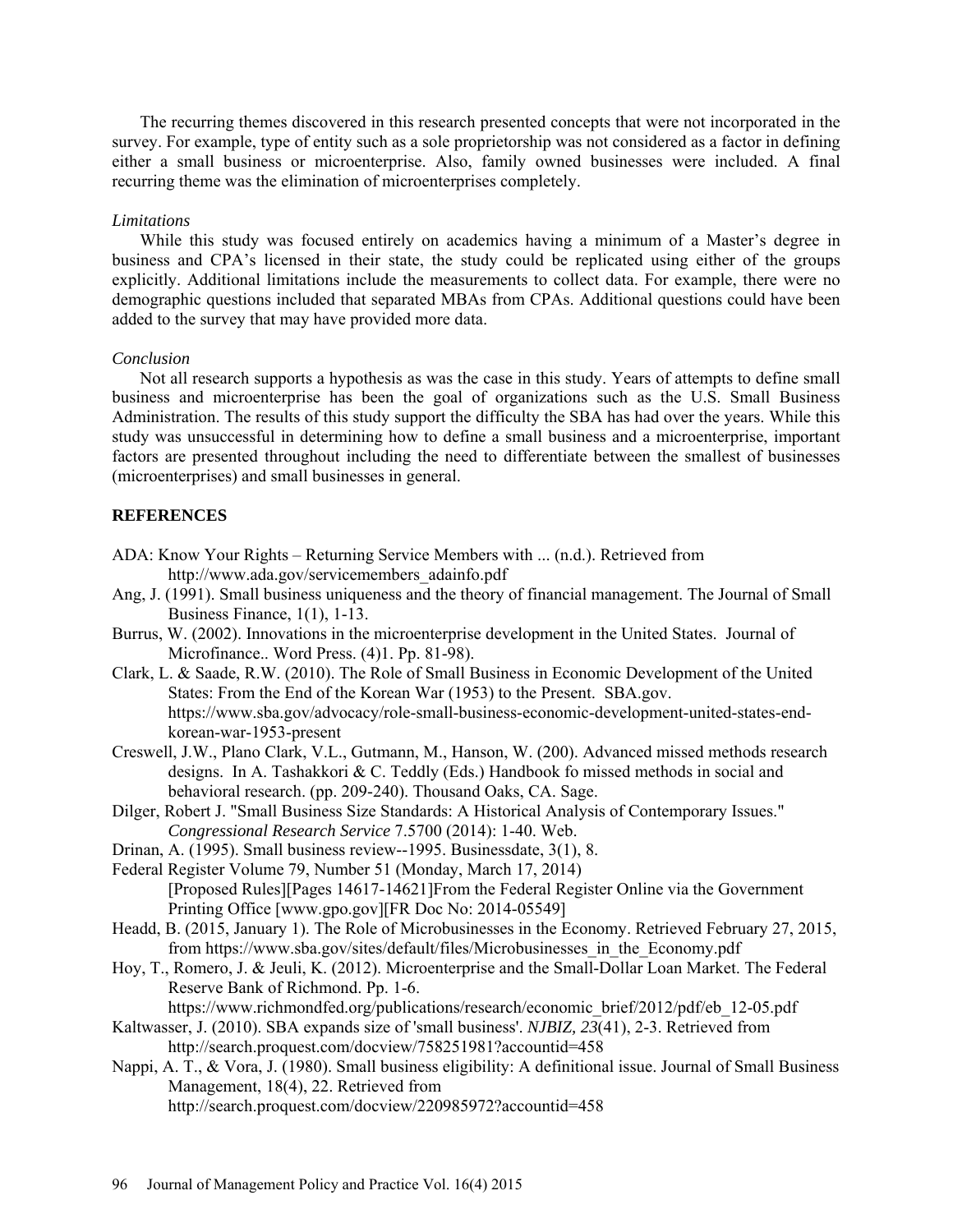The recurring themes discovered in this research presented concepts that were not incorporated in the survey. For example, type of entity such as a sole proprietorship was not considered as a factor in defining either a small business or microenterprise. Also, family owned businesses were included. A final recurring theme was the elimination of microenterprises completely.

### *Limitations*

While this study was focused entirely on academics having a minimum of a Master's degree in business and CPA's licensed in their state, the study could be replicated using either of the groups explicitly. Additional limitations include the measurements to collect data. For example, there were no demographic questions included that separated MBAs from CPAs. Additional questions could have been added to the survey that may have provided more data.

### *Conclusion*

Not all research supports a hypothesis as was the case in this study. Years of attempts to define small business and microenterprise has been the goal of organizations such as the U.S. Small Business Administration. The results of this study support the difficulty the SBA has had over the years. While this study was unsuccessful in determining how to define a small business and a microenterprise, important factors are presented throughout including the need to differentiate between the smallest of businesses (microenterprises) and small businesses in general.

## REFERENCES

ADA: Know Your Rights – Returning Service Members with ... (n.d.). Retrieved from http://www.ada.gov/servicemembers_adainfo.pdf

Ang, J. (1991). Small business uniqueness and the theory of financial management. The Journal of Small Business Finance, 1(1), 1-13.

Burrus, W. (2002). Innovations in the microenterprise development in the United States. Journal of Microfinance.. Word Press. (4)1. Pp. 81-98).

Clark, L. & Saade, R.W. (2010). The Role of Small Business in Economic Development of the United States: From the End of the Korean War (1953) to the Present. SBA.gov. https://www.sba.gov/advocacy/role-small-business-economic-development-united-states-end-korean-war-1953-present

Creswell, J.W., Plano Clark, V.L., Gutmann, M., Hanson, W. (200). Advanced missed methods research designs. In A. Tashakkori & C. Teddly (Eds.) Handbook fo missed methods in social and behavioral research. (pp. 209-240). Thousand Oaks, CA. Sage.

Dilger, Robert J. "Small Business Size Standards: A Historical Analysis of Contemporary Issues." *Congressional Research Service* 7.5700 (2014): 1-40. Web.

Drinan, A. (1995). Small business review--1995. Businessdate, 3(1), 8.

Federal Register Volume 79, Number 51 (Monday, March 17, 2014) [Proposed Rules][Pages 14617-14621]From the Federal Register Online via the Government Printing Office [www.gpo.gov][FR Doc No: 2014-05549]

Headd, B. (2015, January 1). The Role of Microbusinesses in the Economy. Retrieved February 27, 2015, from https://www.sba.gov/sites/default/files/Microbusinesses_in_the_Economy.pdf

Hoy, T., Romero, J. & Jeuli, K. (2012). Microenterprise and the Small-Dollar Loan Market. The Federal Reserve Bank of Richmond. Pp. 1-6. https://www.richmondfed.org/publications/research/economic_brief/2012/pdf/eb_12-05.pdf

Kaltwasser, J. (2010). SBA expands size of 'small business'. *NJBIZ, 23*(41), 2-3. Retrieved from http://search.proquest.com/docview/758251981?accountid=458

Nappi, A. T., & Vora, J. (1980). Small business eligibility: A definitional issue. Journal of Small Business Management, 18(4), 22. Retrieved from http://search.proquest.com/docview/220985972?accountid=458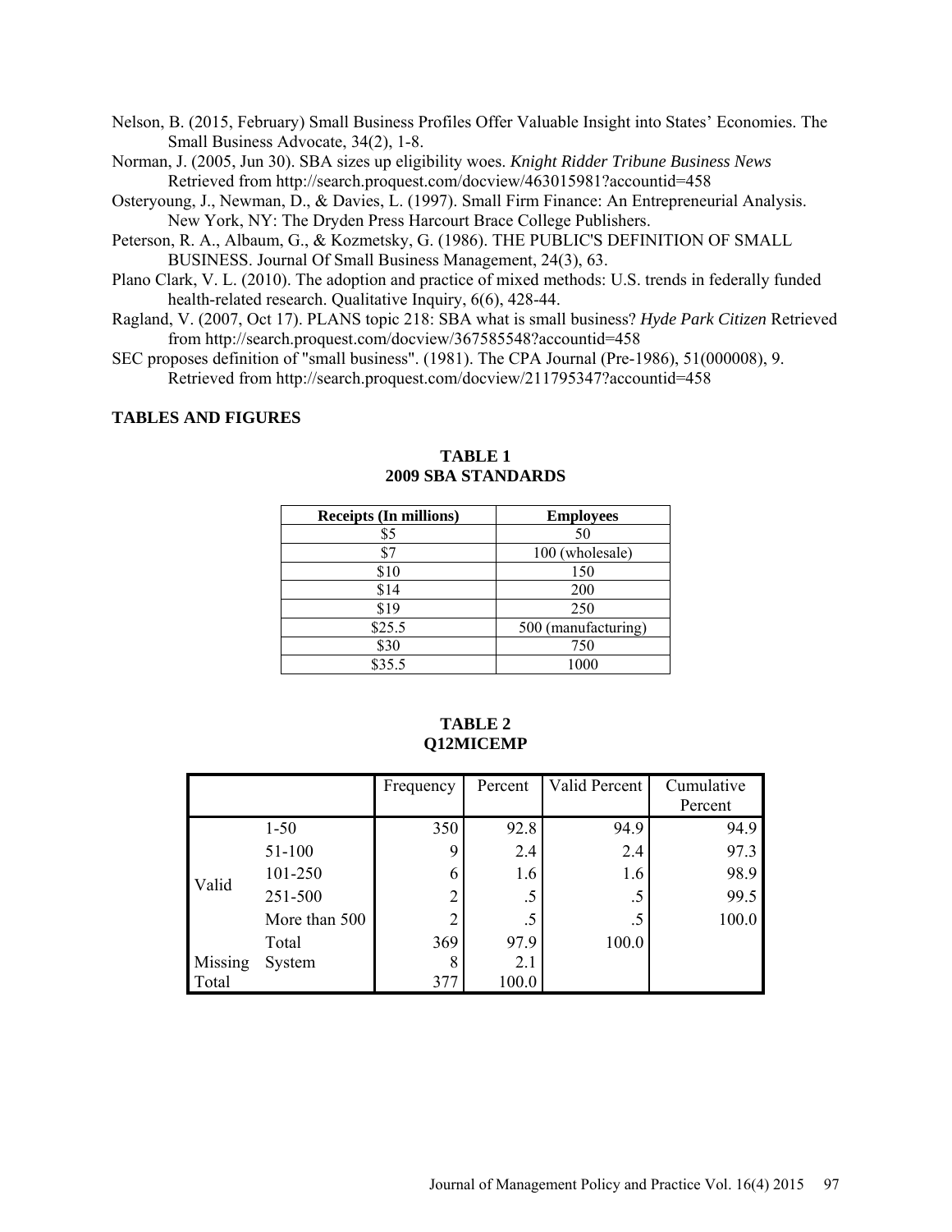Nelson, B. (2015, February) Small Business Profiles Offer Valuable Insight into States' Economies. The Small Business Advocate, 34(2), 1-8.

Norman, J. (2005, Jun 30). SBA sizes up eligibility woes. *Knight Ridder Tribune Business News* Retrieved from http://search.proquest.com/docview/463015981?accountid=458

Osteryoung, J., Newman, D., & Davies, L. (1997). Small Firm Finance: An Entrepreneurial Analysis. New York, NY: The Dryden Press Harcourt Brace College Publishers.

Peterson, R. A., Albaum, G., & Kozmetsky, G. (1986). THE PUBLIC'S DEFINITION OF SMALL BUSINESS. Journal Of Small Business Management, 24(3), 63.

Plano Clark, V. L. (2010). The adoption and practice of mixed methods: U.S. trends in federally funded health-related research. Qualitative Inquiry, 6(6), 428-44.

Ragland, V. (2007, Oct 17). PLANS topic 218: SBA what is small business? *Hyde Park Citizen* Retrieved from http://search.proquest.com/docview/367585548?accountid=458

SEC proposes definition of "small business". (1981). The CPA Journal (Pre-1986), 51(000008), 9. Retrieved from http://search.proquest.com/docview/211795347?accountid=458

## TABLES AND FIGURES

**TABLE 1**
**2009 SBA STANDARDS**

| Receipts (In millions) | Employees |
|---|---|
| $5 | 50 |
| $7 | 100 (wholesale) |
| $10 | 150 |
| $14 | 200 |
| $19 | 250 |
| $25.5 | 500 (manufacturing) |
| $30 | 750 |
| $35.5 | 1000 |

**TABLE 2**
**Q12MICEMP**

| | | Frequency | Percent | Valid Percent | Cumulative Percent |
|---|---|---|---|---|---|
| Valid | 1-50 | 350 | 92.8 | 94.9 | 94.9 |
| | 51-100 | 9 | 2.4 | 2.4 | 97.3 |
| | 101-250 | 6 | 1.6 | 1.6 | 98.9 |
| | 251-500 | 2 | .5 | .5 | 99.5 |
| | More than 500 | 2 | .5 | .5 | 100.0 |
| | Total | 369 | 97.9 | 100.0 | |
| Missing | System | 8 | 2.1 | | |
| Total | | 377 | 100.0 | | |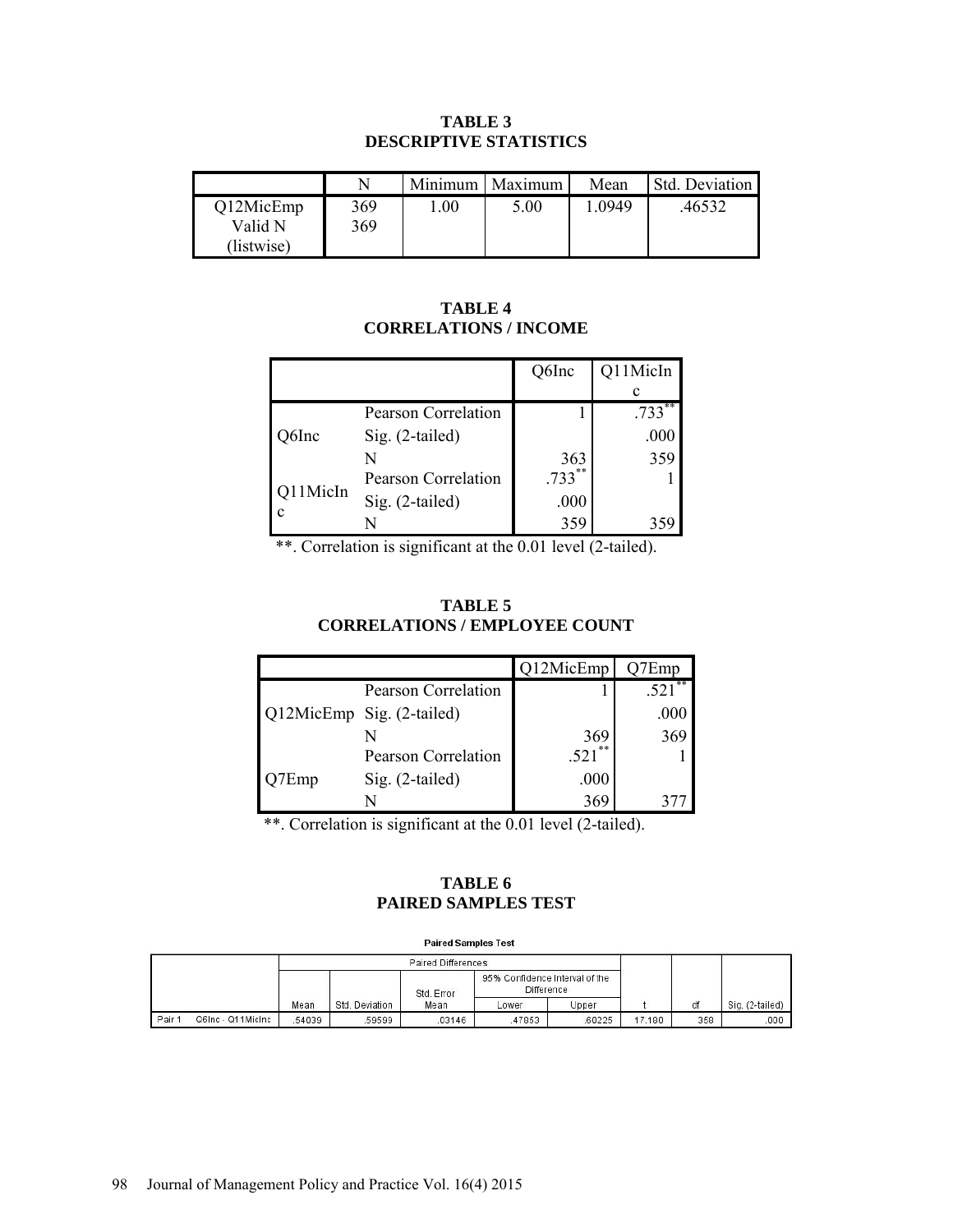**TABLE 3**
**DESCRIPTIVE STATISTICS**

| | N | Minimum | Maximum | Mean | Std. Deviation |
|---|---|---|---|---|---|
| Q12MicEmp | 369 | 1.00 | 5.00 | 1.0949 | .46532 |
| Valid N (listwise) | 369 | | | | |

**TABLE 4**
**CORRELATIONS / INCOME**

| | | Q6Inc | Q11MicInc |
|---|---|---|---|
| Q6Inc | Pearson Correlation | 1 | .733** |
| | Sig. (2-tailed) | | .000 |
| | N | 363 | 359 |
| Q11MicInc | Pearson Correlation | .733** | 1 |
| | Sig. (2-tailed) | .000 | |
| | N | 359 | 359 |

**. Correlation is significant at the 0.01 level (2-tailed).

**TABLE 5**
**CORRELATIONS / EMPLOYEE COUNT**

| | | Q12MicEmp | Q7Emp |
|---|---|---|---|
| Q12MicEmp | Pearson Correlation | 1 | .521** |
| | Sig. (2-tailed) | | .000 |
| | N | 369 | 369 |
| Q7Emp | Pearson Correlation | .521** | 1 |
| | Sig. (2-tailed) | .000 | |
| | N | 369 | 377 |

**. Correlation is significant at the 0.01 level (2-tailed).

**TABLE 6**
**PAIRED SAMPLES TEST**

**Paired Samples Test**

| | | Paired Differences | | | | | t | df | Sig. (2-tailed) |
|---|---|---|---|---|---|---|---|---|---|
| | | Mean | Std. Deviation | Std. Error Mean | 95% Confidence Interval of the Difference | | | | |
| | | | | | Lower | Upper | | | |
| Pair 1 | Q6Inc - Q11MicInc | .54039 | .59599 | .03146 | .47853 | .60225 | 17.180 | 358 | .000 |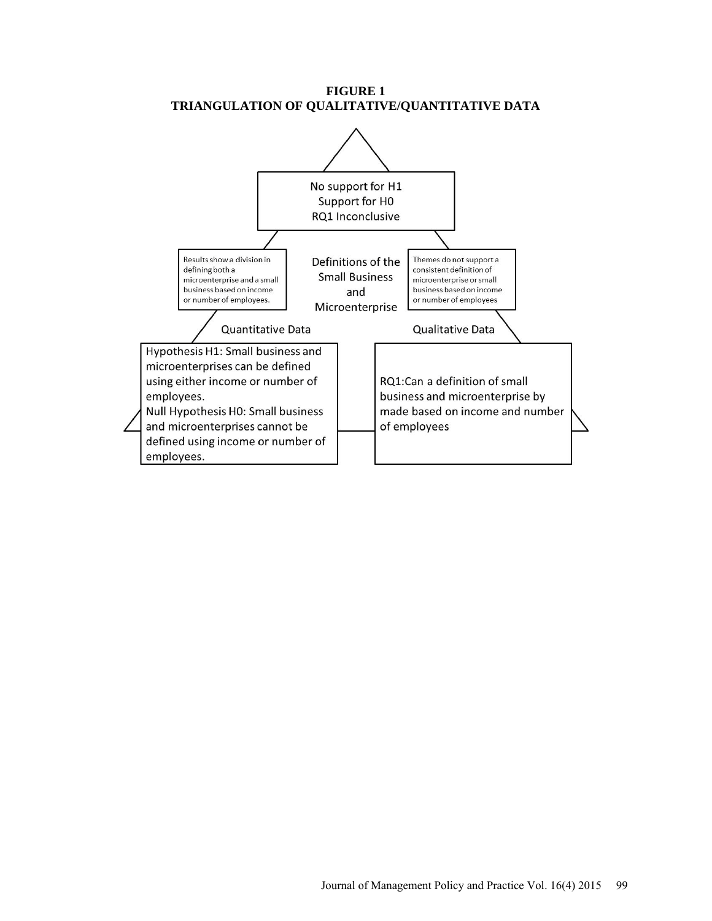**FIGURE 1**
**TRIANGULATION OF QUALITATIVE/QUANTITATIVE DATA**

No support for H1
Support for H0
RQ1 Inconclusive

Results show a division in defining both a microenterprise and a small business based on income or number of employees.

Definitions of the Small Business and Microenterprise

Themes do not support a consistent definition of microenterprise or small business based on income or number of employees

Quantitative Data

Qualitative Data

Hypothesis H1: Small business and microenterprises can be defined using either income or number of employees.
Null Hypothesis H0: Small business and microenterprises cannot be defined using income or number of employees.

RQ1:Can a definition of small business and microenterprise by made based on income and number of employees